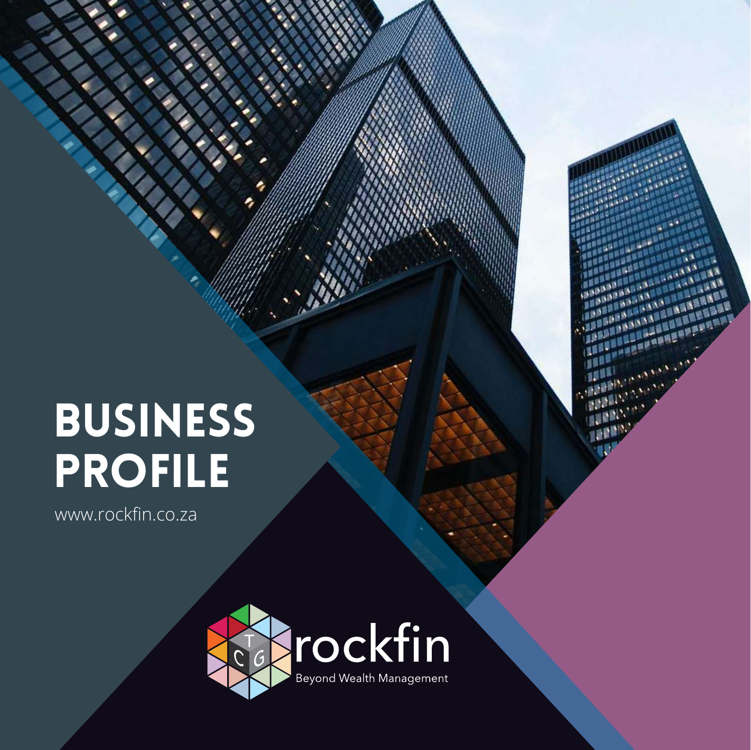# BUSINESS PROFILE

www.rockfin.co.za

rockfin

Beyond Wealth Management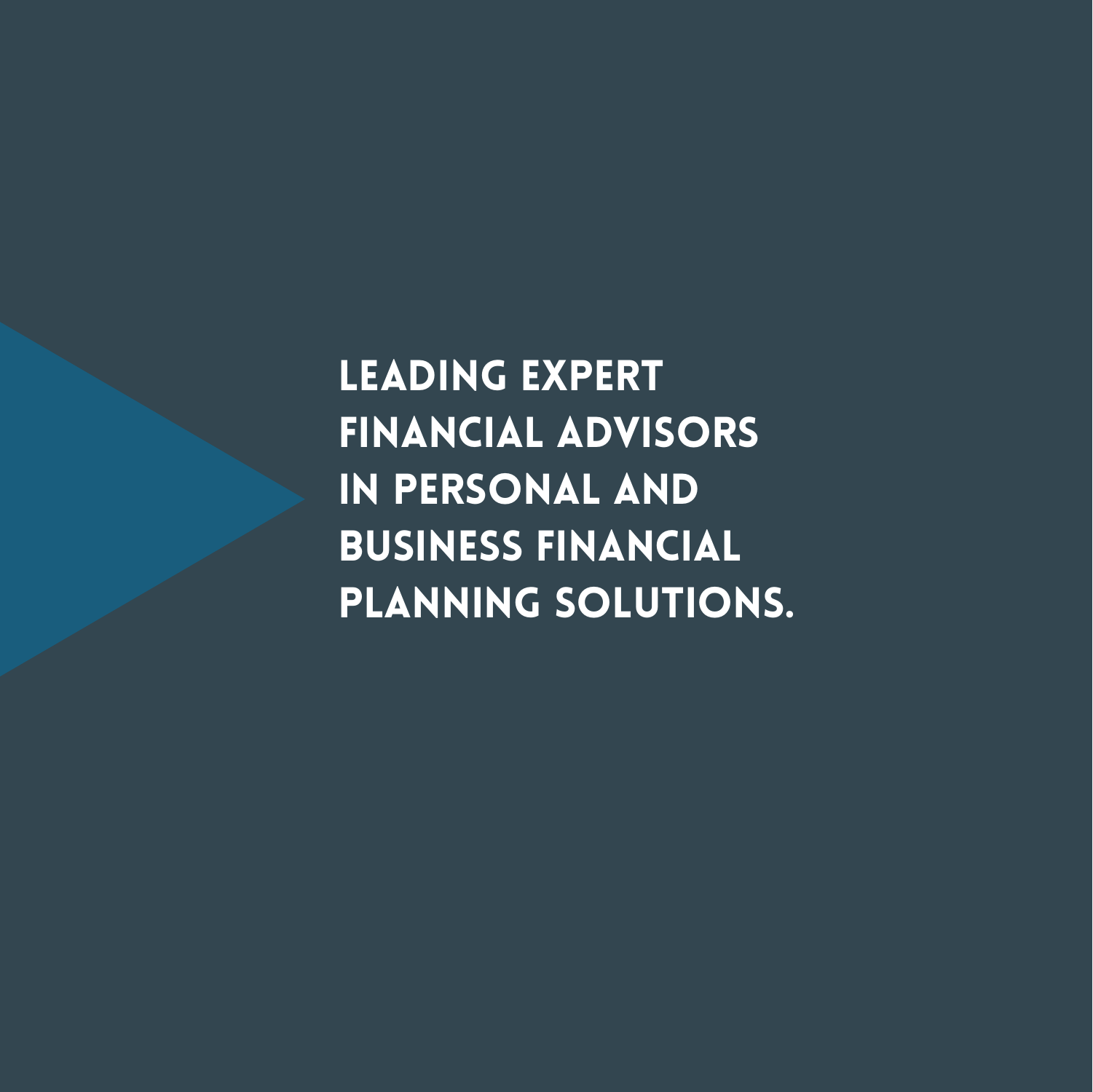**LEADING EXPERT FINANCIAL ADVISORS IN PERSONAL AND BUSINESS FINANCIAL PLANNING SOLUTIONS.**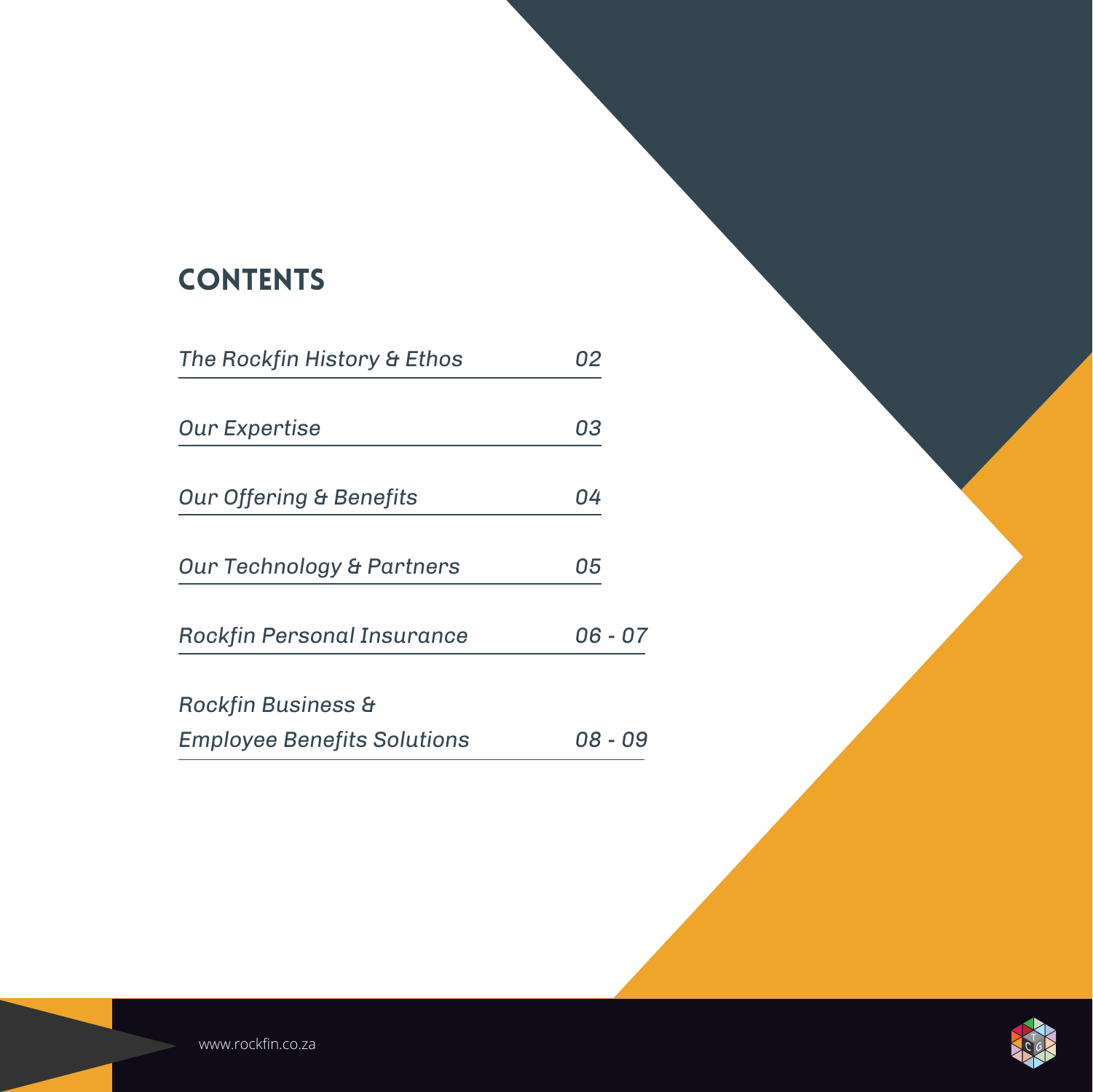# CONTENTS

| | |
|---|---|
| *The Rockfin History & Ethos* | *02* |
| *Our Expertise* | *03* |
| *Our Offering & Benefits* | *04* |
| *Our Technology & Partners* | *05* |
| *Rockfin Personal Insurance* | *06 - 07* |
| *Rockfin Business & Employee Benefits Solutions* | *08 - 09* |

www.rockfin.co.za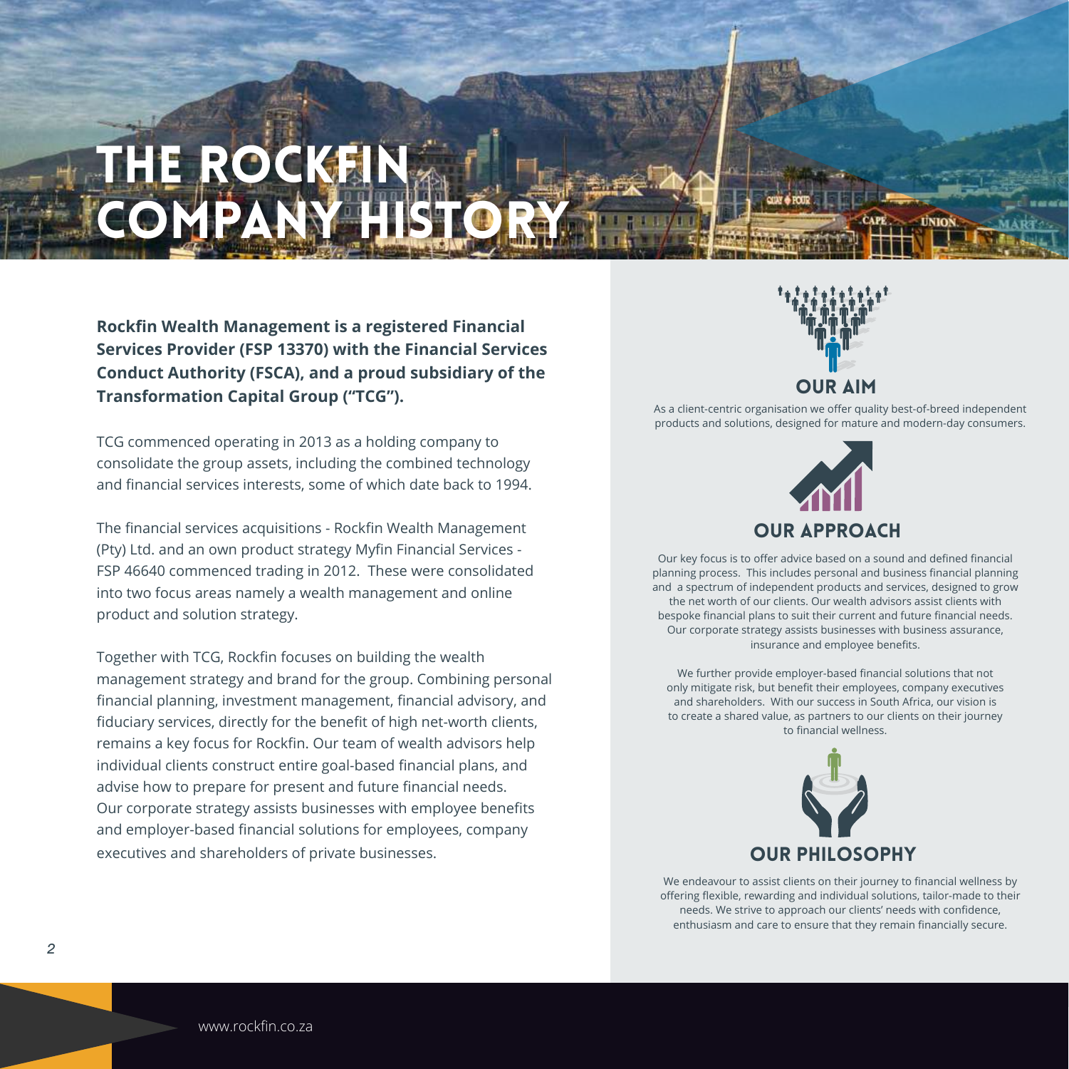# THE ROCKFIN COMPANY HISTORY

**Rockfin Wealth Management is a registered Financial Services Provider (FSP 13370) with the Financial Services Conduct Authority (FSCA), and a proud subsidiary of the Transformation Capital Group ("TCG").**

TCG commenced operating in 2013 as a holding company to consolidate the group assets, including the combined technology and financial services interests, some of which date back to 1994.

The financial services acquisitions - Rockfin Wealth Management (Pty) Ltd. and an own product strategy Myfin Financial Services - FSP 46640 commenced trading in 2012. These were consolidated into two focus areas namely a wealth management and online product and solution strategy.

Together with TCG, Rockfin focuses on building the wealth management strategy and brand for the group. Combining personal financial planning, investment management, financial advisory, and fiduciary services, directly for the benefit of high net-worth clients, remains a key focus for Rockfin. Our team of wealth advisors help individual clients construct entire goal-based financial plans, and advise how to prepare for present and future financial needs. Our corporate strategy assists businesses with employee benefits and employer-based financial solutions for employees, company executives and shareholders of private businesses.

## OUR AIM

As a client-centric organisation we offer quality best-of-breed independent products and solutions, designed for mature and modern-day consumers.

## OUR APPROACH

Our key focus is to offer advice based on a sound and defined financial planning process. This includes personal and business financial planning and a spectrum of independent products and services, designed to grow the net worth of our clients. Our wealth advisors assist clients with bespoke financial plans to suit their current and future financial needs. Our corporate strategy assists businesses with business assurance, insurance and employee benefits.

We further provide employer-based financial solutions that not only mitigate risk, but benefit their employees, company executives and shareholders. With our success in South Africa, our vision is to create a shared value, as partners to our clients on their journey to financial wellness.

## OUR PHILOSOPHY

We endeavour to assist clients on their journey to financial wellness by offering flexible, rewarding and individual solutions, tailor-made to their needs. We strive to approach our clients' needs with confidence, enthusiasm and care to ensure that they remain financially secure.

www.rockfin.co.za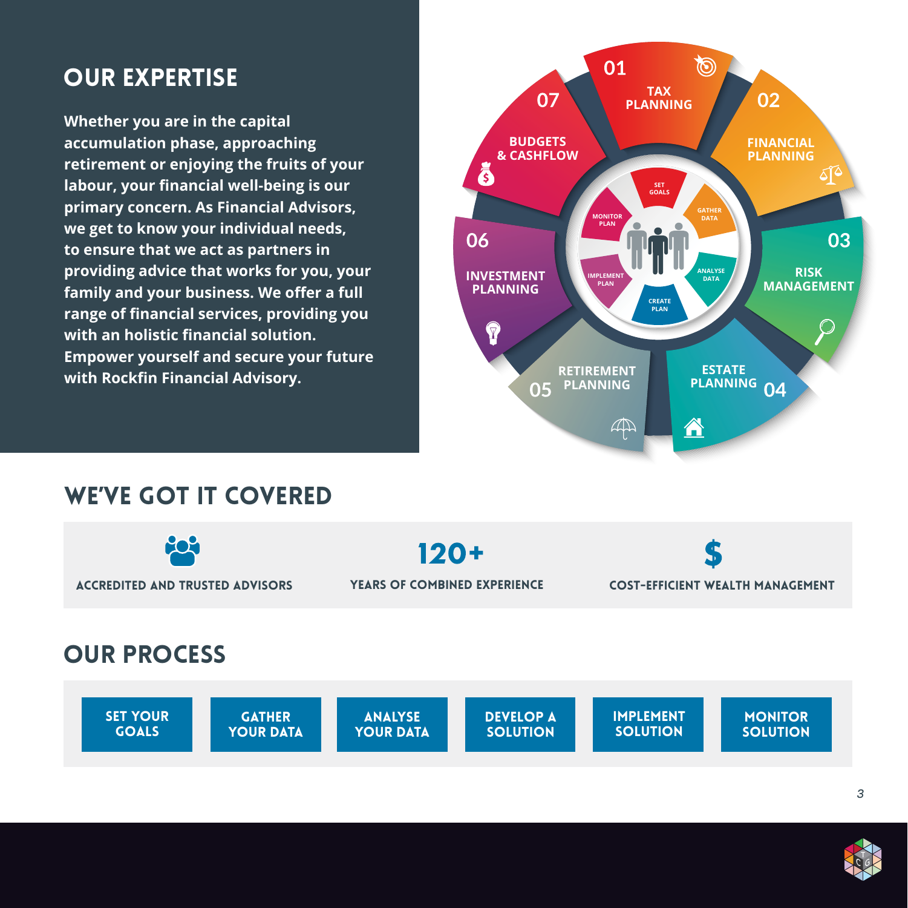# OUR EXPERTISE

**Whether you are in the capital accumulation phase, approaching retirement or enjoying the fruits of your labour, your financial well-being is our primary concern. As Financial Advisors, we get to know your individual needs, to ensure that we act as partners in providing advice that works for you, your family and your business. We offer a full range of financial services, providing you with an holistic financial solution. Empower yourself and secure your future with Rockfin Financial Advisory.**

01 TAX PLANNING

02 FINANCIAL PLANNING

03 RISK MANAGEMENT

04 ESTATE PLANNING

05 RETIREMENT PLANNING

06 INVESTMENT PLANNING

07 BUDGETS & CASHFLOW

SET GOALS · GATHER DATA · ANALYSE DATA · CREATE PLAN · IMPLEMENT PLAN · MONITOR PLAN

# WE'VE GOT IT COVERED

**ACCREDITED AND TRUSTED ADVISORS**

**120+**
**YEARS OF COMBINED EXPERIENCE**

**$**
**COST-EFFICIENT WEALTH MANAGEMENT**

# OUR PROCESS

- SET YOUR GOALS
- GATHER YOUR DATA
- ANALYSE YOUR DATA
- DEVELOP A SOLUTION
- IMPLEMENT SOLUTION
- MONITOR SOLUTION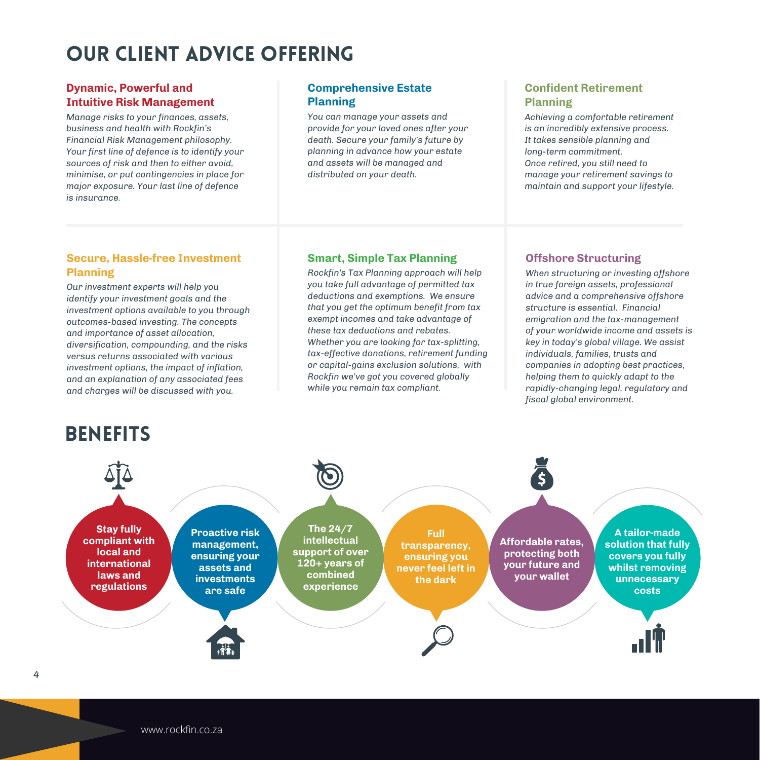# OUR CLIENT ADVICE OFFERING

### Dynamic, Powerful and Intuitive Risk Management

*Manage risks to your finances, assets, business and health with Rockfin's Financial Risk Management philosophy. Your first line of defence is to identify your sources of risk and then to either avoid, minimise, or put contingencies in place for major exposure. Your last line of defence is insurance.*

### Comprehensive Estate Planning

*You can manage your assets and provide for your loved ones after your death. Secure your family's future by planning in advance how your estate and assets will be managed and distributed on your death.*

### Confident Retirement Planning

*Achieving a comfortable retirement is an incredibly extensive process. It takes sensible planning and long-term commitment. Once retired, you still need to manage your retirement savings to maintain and support your lifestyle.*

### Secure, Hassle-free Investment Planning

*Our investment experts will help you identify your investment goals and the investment options available to you through outcomes-based investing. The concepts and importance of asset allocation, diversification, compounding, and the risks versus returns associated with various investment options, the impact of inflation, and an explanation of any associated fees and charges will be discussed with you.*

### Smart, Simple Tax Planning

*Rockfin's Tax Planning approach will help you take full advantage of permitted tax deductions and exemptions. We ensure that you get the optimum benefit from tax exempt incomes and take advantage of these tax deductions and rebates. Whether you are looking for tax-splitting, tax-effective donations, retirement funding or capital-gains exclusion solutions, with Rockfin we've got you covered globally while you remain tax compliant.*

### Offshore Structuring

*When structuring or investing offshore in true foreign assets, professional advice and a comprehensive offshore structure is essential. Financial emigration and the tax-management of your worldwide income and assets is key in today's global village. We assist individuals, families, trusts and companies in adopting best practices, helping them to quickly adapt to the rapidly-changing legal, regulatory and fiscal global environment.*

# BENEFITS

- **Stay fully compliant with local and international laws and regulations**
- **Proactive risk management, ensuring your assets and investments are safe**
- **The 24/7 intellectual support of over 120+ years of combined experience**
- **Full transparency, ensuring you never feel left in the dark**
- **Affordable rates, protecting both your future and your wallet**
- **A tailor-made solution that fully covers you fully whilst removing unnecessary costs**

www.rockfin.co.za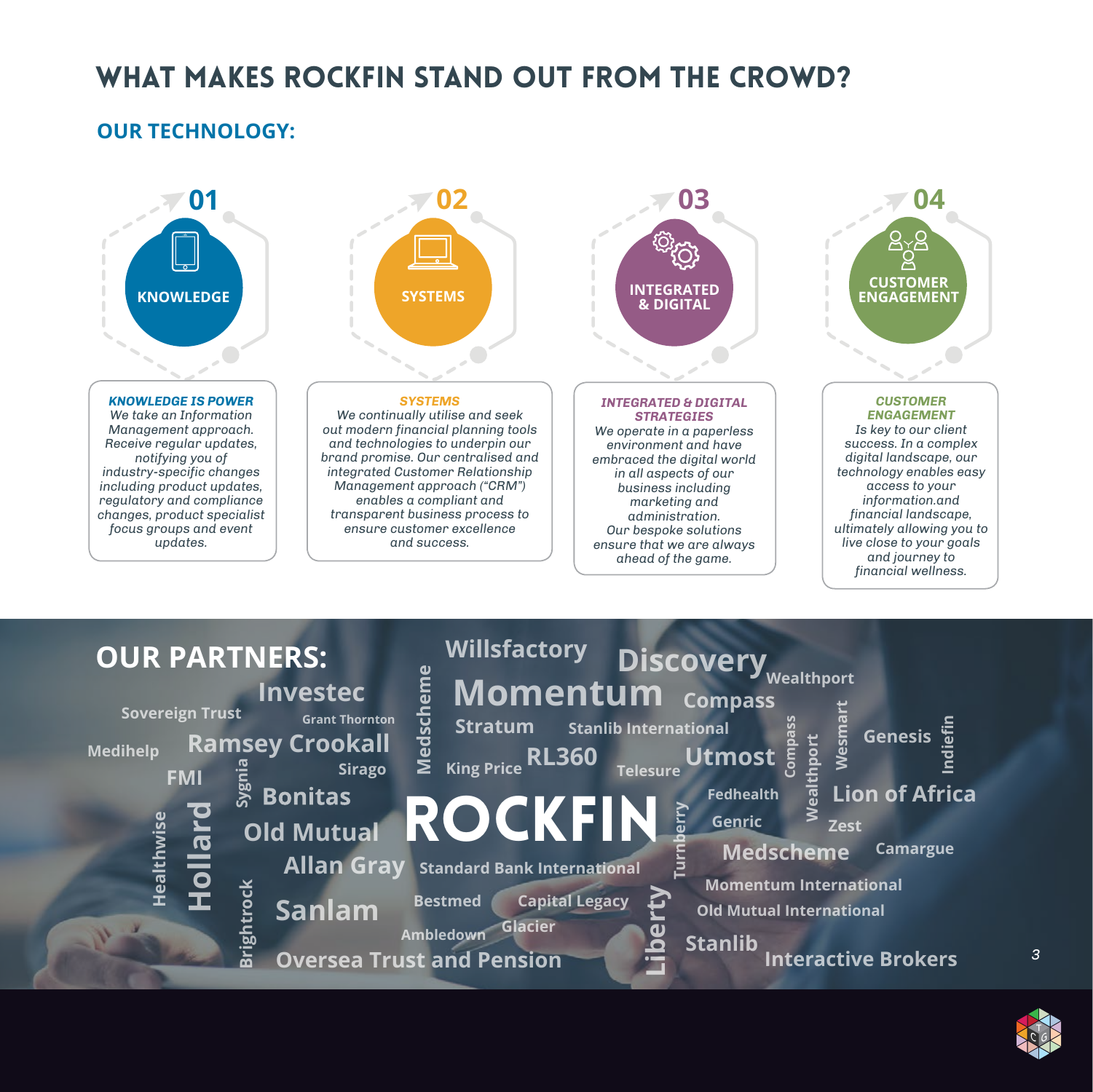# WHAT MAKES ROCKFIN STAND OUT FROM THE CROWD?

## OUR TECHNOLOGY:

**01 KNOWLEDGE**

**02 SYSTEMS**

**03 INTEGRATED & DIGITAL**

**04 CUSTOMER ENGAGEMENT**

***KNOWLEDGE IS POWER***
*We take an Information Management approach. Receive regular updates, notifying you of industry-specific changes including product updates, regulatory and compliance changes, product specialist focus groups and event updates.*

***SYSTEMS***
*We continually utilise and seek out modern financial planning tools and technologies to underpin our brand promise. Our centralised and integrated Customer Relationship Management approach ("CRM") enables a compliant and transparent business process to ensure customer excellence and success.*

***INTEGRATED & DIGITAL STRATEGIES***
*We operate in a paperless environment and have embraced the digital world in all aspects of our business including marketing and administration. Our bespoke solutions ensure that we are always ahead of the game.*

***CUSTOMER ENGAGEMENT***
*Is key to our client success. In a complex digital landscape, our technology enables easy access to your information.and financial landscape, ultimately allowing you to live close to your goals and journey to financial wellness.*

## OUR PARTNERS:

ROCKFIN

Willsfactory, Discovery, Wealthport, Investec, Momentum, Compass, Sovereign Trust, Grant Thornton, Medscheme, Stratum, Stanlib International, Medihelp, Ramsey Crookall, RL360, Utmost, Compass, Wealthport, Wesmart, Genesis, Indiefin, Sirago, King Price, Telesure, FMI, Sygnia, Bonitas, Fedhealth, Lion of Africa, Old Mutual, Genric, Zest, Healthwise, Hollard, Turnberry, Medscheme, Camargue, Allan Gray, Standard Bank International, Momentum International, Brightrock, Sanlam, Bestmed, Capital Legacy, Liberty, Old Mutual International, Ambledown, Glacier, Stanlib, Oversea Trust and Pension, Interactive Brokers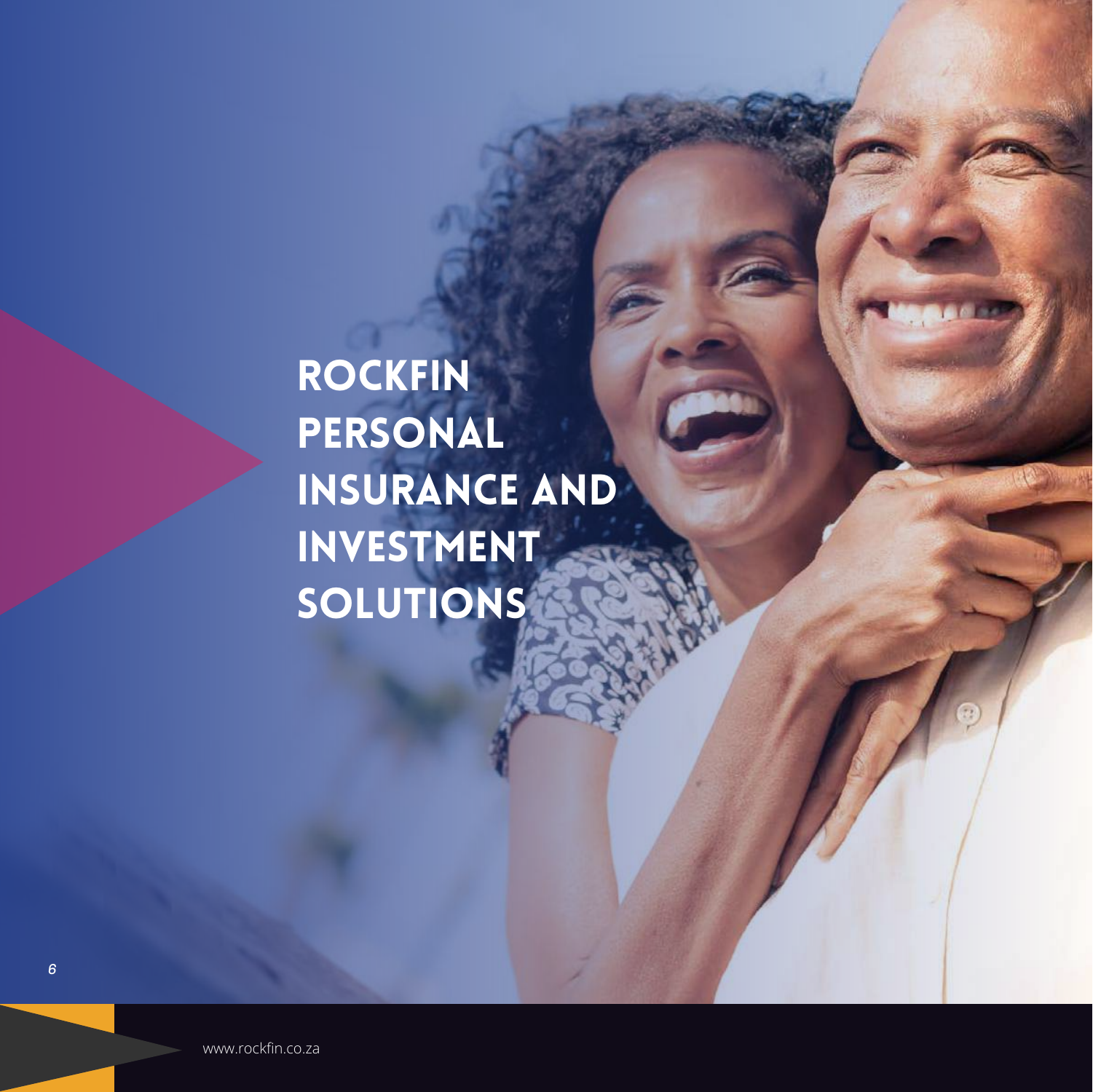# ROCKFIN PERSONAL INSURANCE AND INVESTMENT SOLUTIONS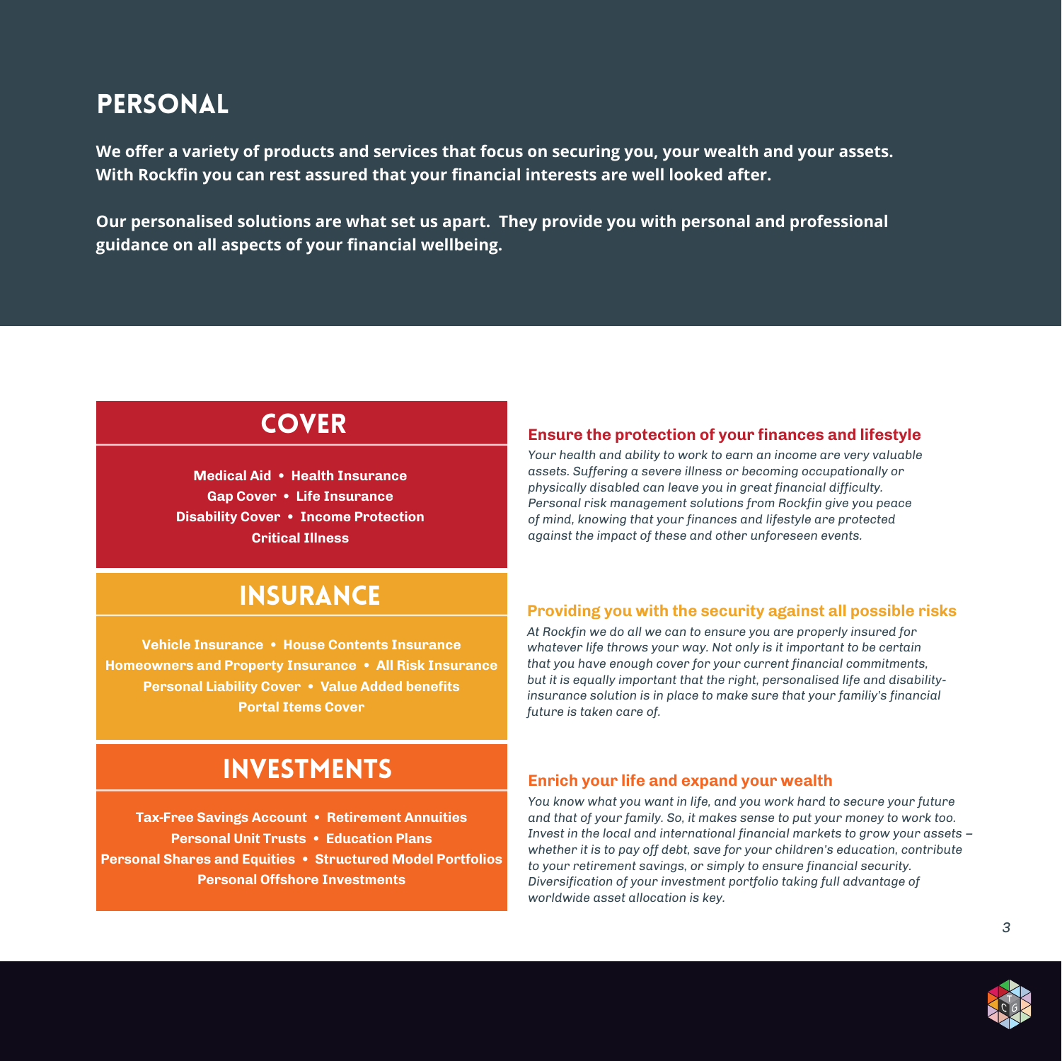# PERSONAL

**We offer a variety of products and services that focus on securing you, your wealth and your assets. With Rockfin you can rest assured that your financial interests are well looked after.**

**Our personalised solutions are what set us apart. They provide you with personal and professional guidance on all aspects of your financial wellbeing.**

## COVER

**Medical Aid • Health Insurance**
**Gap Cover • Life Insurance**
**Disability Cover • Income Protection**
**Critical Illness**

### Ensure the protection of your finances and lifestyle

*Your health and ability to work to earn an income are very valuable assets. Suffering a severe illness or becoming occupationally or physically disabled can leave you in great financial difficulty. Personal risk management solutions from Rockfin give you peace of mind, knowing that your finances and lifestyle are protected against the impact of these and other unforeseen events.*

## INSURANCE

**Vehicle Insurance • House Contents Insurance**
**Homeowners and Property Insurance • All Risk Insurance**
**Personal Liability Cover • Value Added benefits**
**Portal Items Cover**

### Providing you with the security against all possible risks

*At Rockfin we do all we can to ensure you are properly insured for whatever life throws your way. Not only is it important to be certain that you have enough cover for your current financial commitments, but it is equally important that the right, personalised life and disability-insurance solution is in place to make sure that your familiy's financial future is taken care of.*

## INVESTMENTS

**Tax-Free Savings Account • Retirement Annuities**
**Personal Unit Trusts • Education Plans**
**Personal Shares and Equities • Structured Model Portfolios**
**Personal Offshore Investments**

### Enrich your life and expand your wealth

*You know what you want in life, and you work hard to secure your future and that of your family. So, it makes sense to put your money to work too. Invest in the local and international financial markets to grow your assets – whether it is to pay off debt, save for your children's education, contribute to your retirement savings, or simply to ensure financial security. Diversification of your investment portfolio taking full advantage of worldwide asset allocation is key.*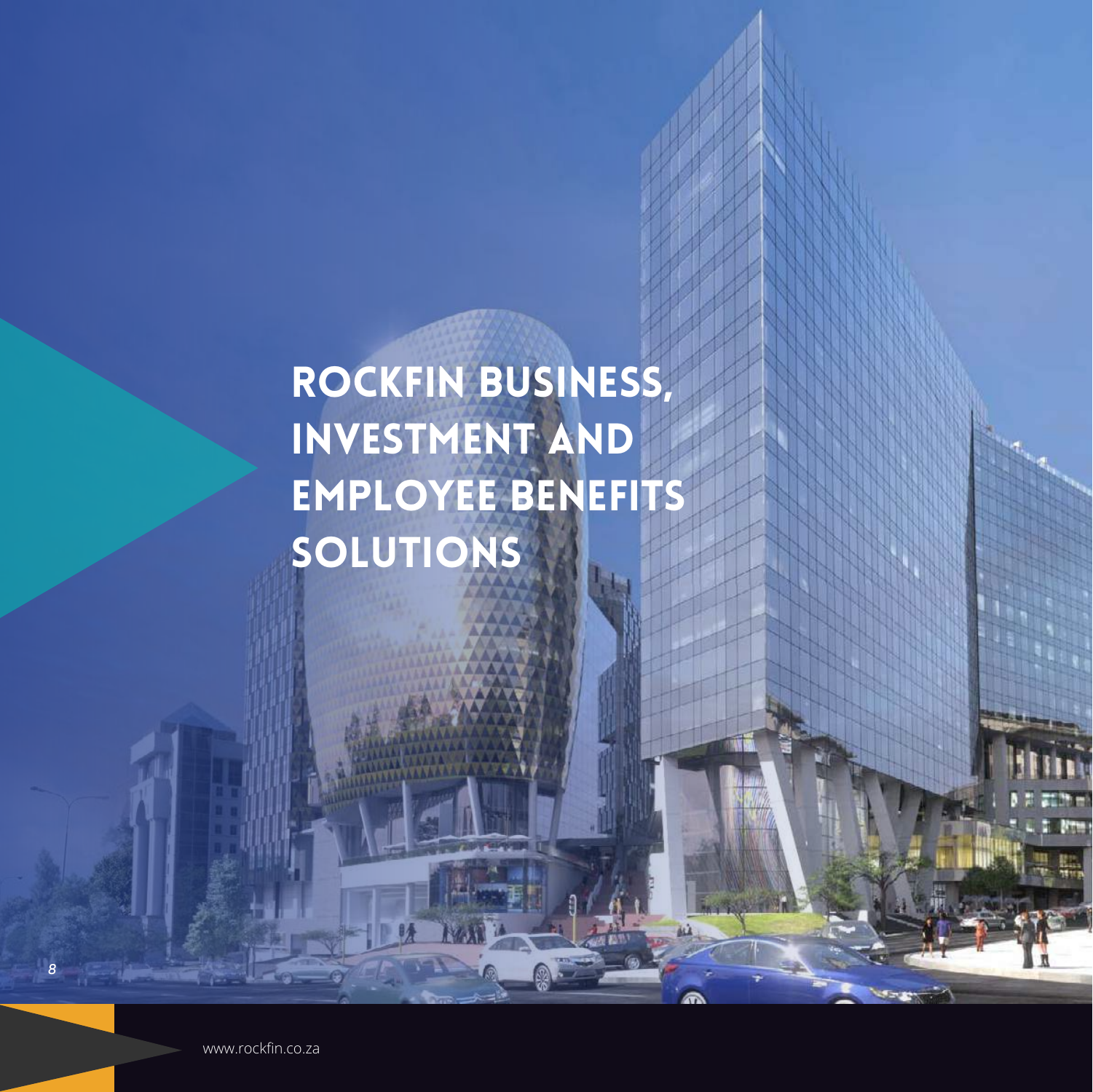# ROCKFIN BUSINESS, INVESTMENT AND EMPLOYEE BENEFITS SOLUTIONS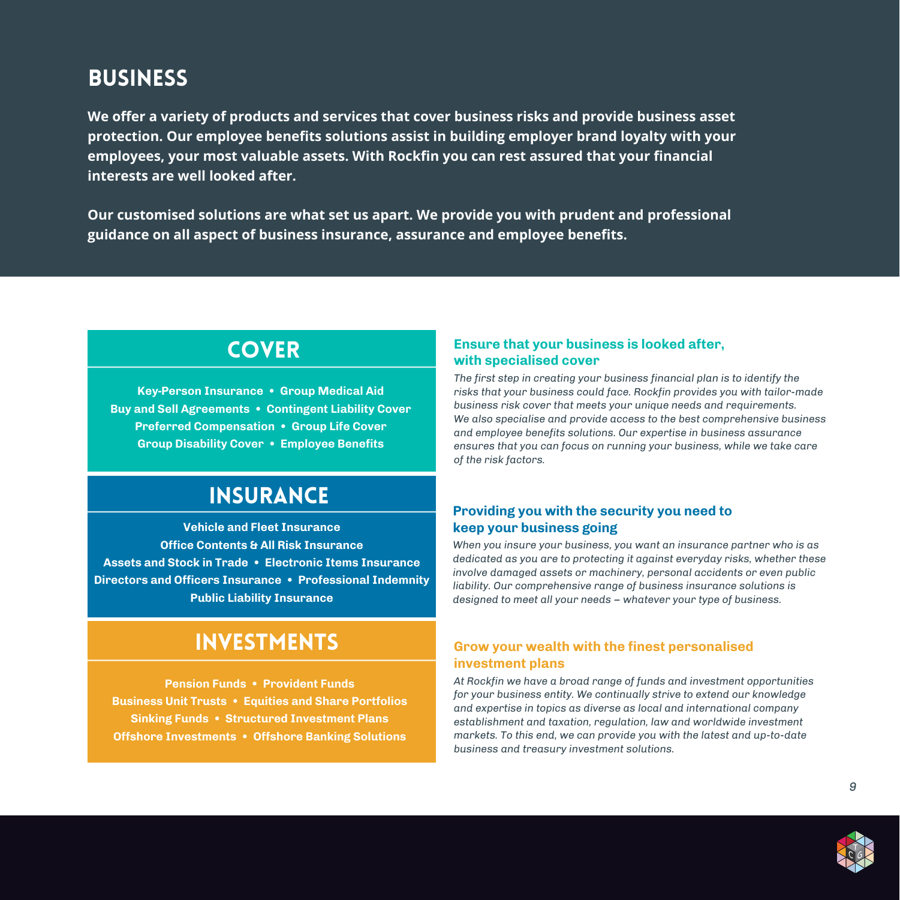# BUSINESS

**We offer a variety of products and services that cover business risks and provide business asset protection. Our employee benefits solutions assist in building employer brand loyalty with your employees, your most valuable assets. With Rockfin you can rest assured that your financial interests are well looked after.**

**Our customised solutions are what set us apart. We provide you with prudent and professional guidance on all aspect of business insurance, assurance and employee benefits.**

## COVER

**Key-Person Insurance • Group Medical Aid**
**Buy and Sell Agreements • Contingent Liability Cover**
**Preferred Compensation • Group Life Cover**
**Group Disability Cover • Employee Benefits**

### Ensure that your business is looked after, with specialised cover

*The first step in creating your business financial plan is to identify the risks that your business could face. Rockfin provides you with tailor-made business risk cover that meets your unique needs and requirements. We also specialise and provide access to the best comprehensive business and employee benefits solutions. Our expertise in business assurance ensures that you can focus on running your business, while we take care of the risk factors.*

## INSURANCE

**Vehicle and Fleet Insurance**
**Office Contents & All Risk Insurance**
**Assets and Stock in Trade • Electronic Items Insurance**
**Directors and Officers Insurance • Professional Indemnity**
**Public Liability Insurance**

### Providing you with the security you need to keep your business going

*When you insure your business, you want an insurance partner who is as dedicated as you are to protecting it against everyday risks, whether these involve damaged assets or machinery, personal accidents or even public liability. Our comprehensive range of business insurance solutions is designed to meet all your needs – whatever your type of business.*

## INVESTMENTS

**Pension Funds • Provident Funds**
**Business Unit Trusts • Equities and Share Portfolios**
**Sinking Funds • Structured Investment Plans**
**Offshore Investments • Offshore Banking Solutions**

### Grow your wealth with the finest personalised investment plans

*At Rockfin we have a broad range of funds and investment opportunities for your business entity. We continually strive to extend our knowledge and expertise in topics as diverse as local and international company establishment and taxation, regulation, law and worldwide investment markets. To this end, we can provide you with the latest and up-to-date business and treasury investment solutions.*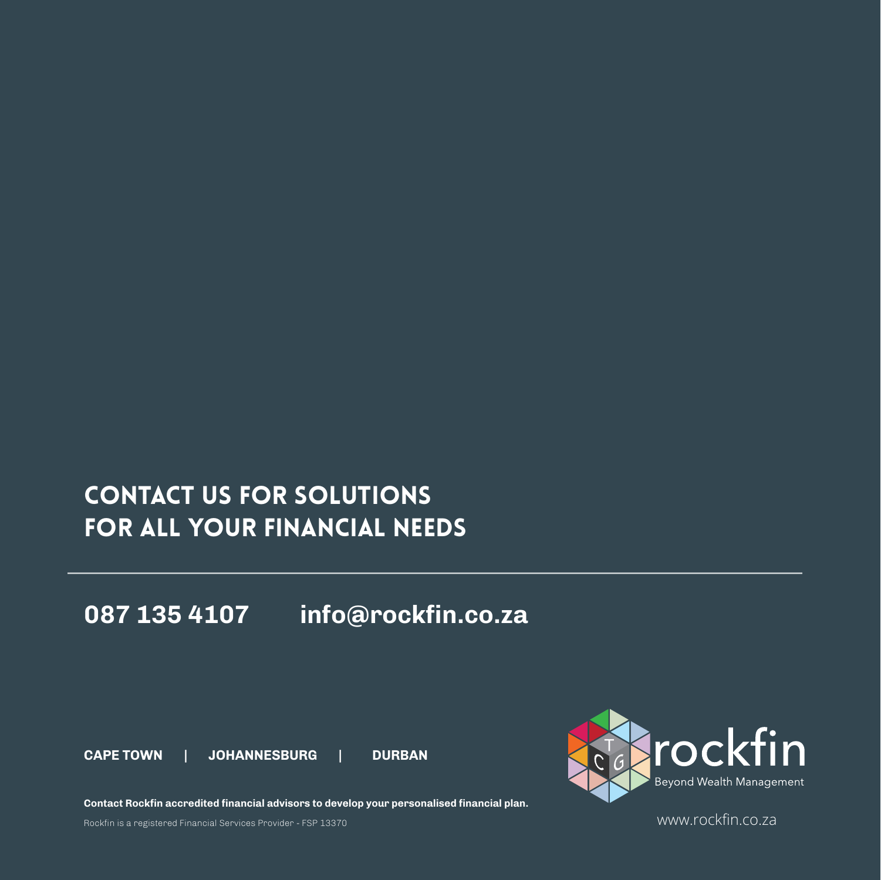# CONTACT US FOR SOLUTIONS FOR ALL YOUR FINANCIAL NEEDS

---

**087 135 4107** **info@rockfin.co.za**

**CAPE TOWN | JOHANNESBURG | DURBAN**

**Contact Rockfin accredited financial advisors to develop your personalised financial plan.**

Rockfin is a registered Financial Services Provider - FSP 13370

rockfin
Beyond Wealth Management

www.rockfin.co.za